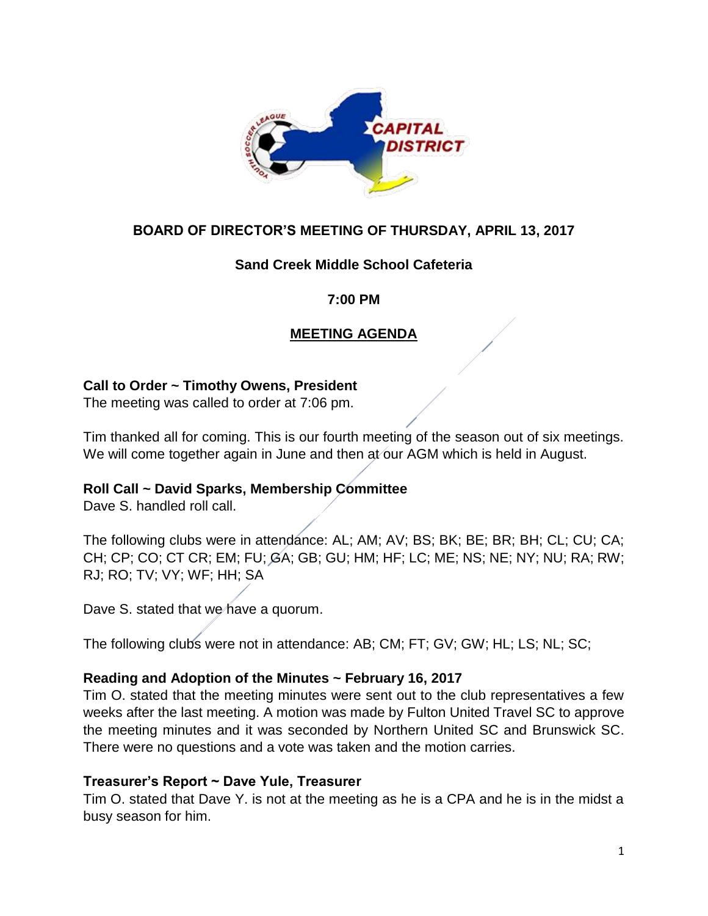## BOARD OF DIRECTOR'S MEETING OF THURSDAY, APRIL 13, 2017

**Sand Creek Middle School Cafeteria**

**7:00 PM**

**MEETING AGENDA**

**Call to Order ~ Timothy Owens, President**

The meeting was called to order at 7:06 pm.

Tim thanked all for coming. This is our fourth meeting of the season out of six meetings. We will come together again in June and then at our AGM which is held in August.

**Roll Call ~ David Sparks, Membership Committee**

Dave S. handled roll call.

The following clubs were in attendance: AL; AM; AV; BS; BK; BE; BR; BH; CL; CU; CA; CH; CP; CO; CT CR; EM; FU; GA; GB; GU; HM; HF; LC; ME; NS; NE; NY; NU; RA; RW; RJ; RO; TV; VY; WF; HH; SA

Dave S. stated that we have a quorum.

The following clubs were not in attendance: AB; CM; FT; GV; GW; HL; LS; NL; SC;

**Reading and Adoption of the Minutes ~ February 16, 2017**

Tim O. stated that the meeting minutes were sent out to the club representatives a few weeks after the last meeting. A motion was made by Fulton United Travel SC to approve the meeting minutes and it was seconded by Northern United SC and Brunswick SC. There were no questions and a vote was taken and the motion carries.

**Treasurer's Report ~ Dave Yule, Treasurer**

Tim O. stated that Dave Y. is not at the meeting as he is a CPA and he is in the midst a busy season for him.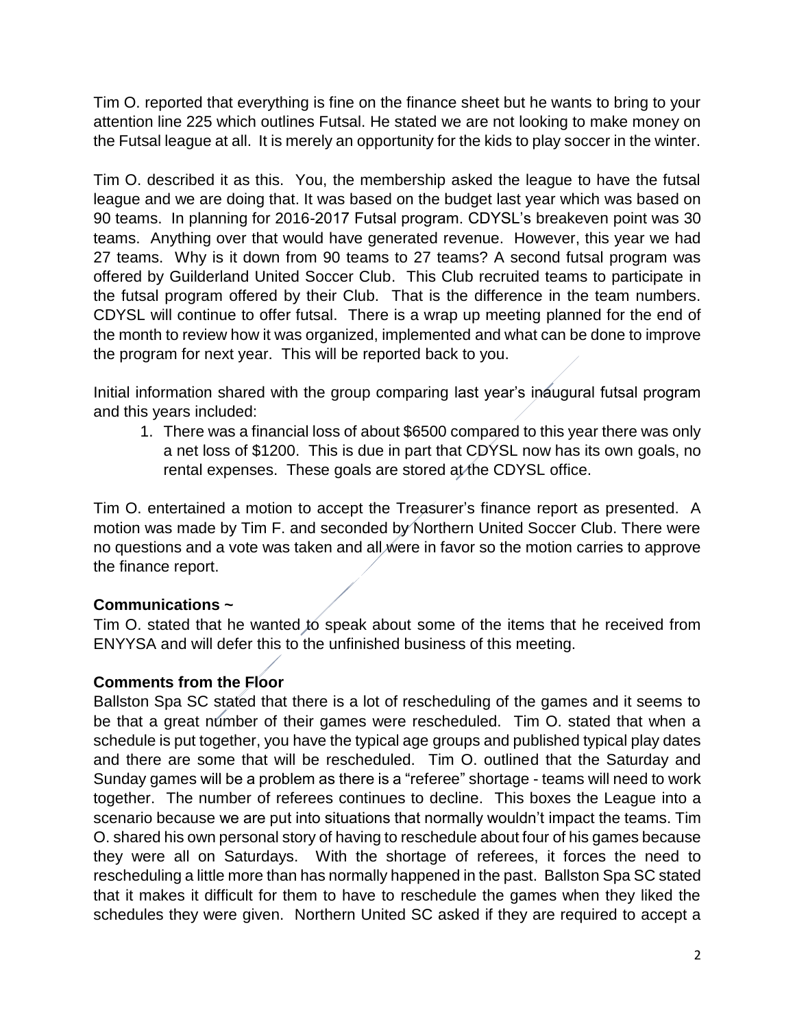Tim O. reported that everything is fine on the finance sheet but he wants to bring to your attention line 225 which outlines Futsal. He stated we are not looking to make money on the Futsal league at all. It is merely an opportunity for the kids to play soccer in the winter.

Tim O. described it as this. You, the membership asked the league to have the futsal league and we are doing that. It was based on the budget last year which was based on 90 teams. In planning for 2016-2017 Futsal program. CDYSL's breakeven point was 30 teams. Anything over that would have generated revenue. However, this year we had 27 teams. Why is it down from 90 teams to 27 teams? A second futsal program was offered by Guilderland United Soccer Club. This Club recruited teams to participate in the futsal program offered by their Club. That is the difference in the team numbers. CDYSL will continue to offer futsal. There is a wrap up meeting planned for the end of the month to review how it was organized, implemented and what can be done to improve the program for next year. This will be reported back to you.

Initial information shared with the group comparing last year's inaugural futsal program and this years included:

1. There was a financial loss of about $6500 compared to this year there was only a net loss of $1200. This is due in part that CDYSL now has its own goals, no rental expenses. These goals are stored at the CDYSL office.

Tim O. entertained a motion to accept the Treasurer's finance report as presented. A motion was made by Tim F. and seconded by Northern United Soccer Club. There were no questions and a vote was taken and all were in favor so the motion carries to approve the finance report.

**Communications ~**

Tim O. stated that he wanted to speak about some of the items that he received from ENYYSA and will defer this to the unfinished business of this meeting.

**Comments from the Floor**

Ballston Spa SC stated that there is a lot of rescheduling of the games and it seems to be that a great number of their games were rescheduled. Tim O. stated that when a schedule is put together, you have the typical age groups and published typical play dates and there are some that will be rescheduled. Tim O. outlined that the Saturday and Sunday games will be a problem as there is a "referee" shortage - teams will need to work together. The number of referees continues to decline. This boxes the League into a scenario because we are put into situations that normally wouldn't impact the teams. Tim O. shared his own personal story of having to reschedule about four of his games because they were all on Saturdays. With the shortage of referees, it forces the need to rescheduling a little more than has normally happened in the past. Ballston Spa SC stated that it makes it difficult for them to have to reschedule the games when they liked the schedules they were given. Northern United SC asked if they are required to accept a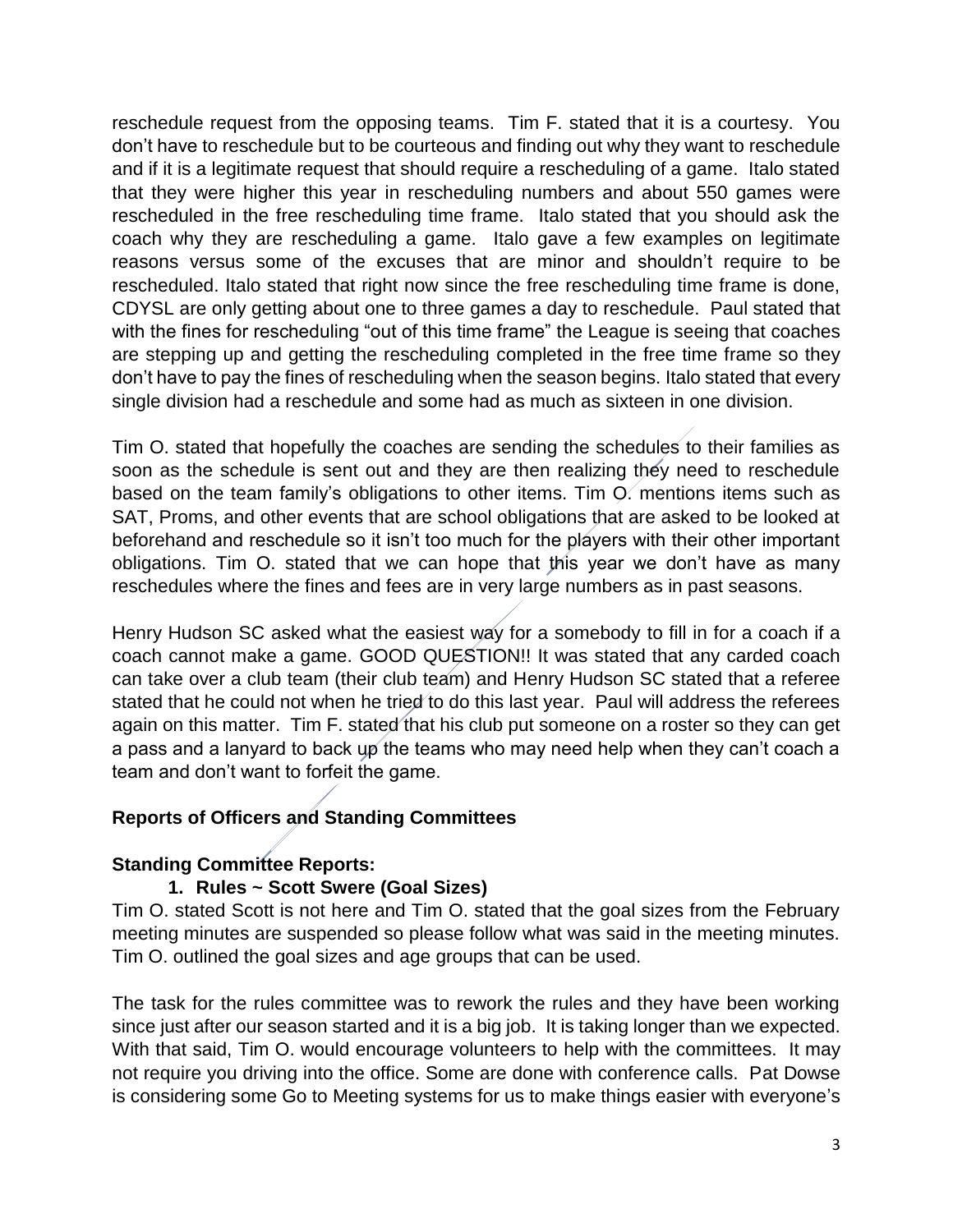reschedule request from the opposing teams. Tim F. stated that it is a courtesy. You don't have to reschedule but to be courteous and finding out why they want to reschedule and if it is a legitimate request that should require a rescheduling of a game. Italo stated that they were higher this year in rescheduling numbers and about 550 games were rescheduled in the free rescheduling time frame. Italo stated that you should ask the coach why they are rescheduling a game. Italo gave a few examples on legitimate reasons versus some of the excuses that are minor and shouldn't require to be rescheduled. Italo stated that right now since the free rescheduling time frame is done, CDYSL are only getting about one to three games a day to reschedule. Paul stated that with the fines for rescheduling "out of this time frame" the League is seeing that coaches are stepping up and getting the rescheduling completed in the free time frame so they don't have to pay the fines of rescheduling when the season begins. Italo stated that every single division had a reschedule and some had as much as sixteen in one division.

Tim O. stated that hopefully the coaches are sending the schedules to their families as soon as the schedule is sent out and they are then realizing they need to reschedule based on the team family's obligations to other items. Tim O. mentions items such as SAT, Proms, and other events that are school obligations that are asked to be looked at beforehand and reschedule so it isn't too much for the players with their other important obligations. Tim O. stated that we can hope that this year we don't have as many reschedules where the fines and fees are in very large numbers as in past seasons.

Henry Hudson SC asked what the easiest way for a somebody to fill in for a coach if a coach cannot make a game. GOOD QUESTION!! It was stated that any carded coach can take over a club team (their club team) and Henry Hudson SC stated that a referee stated that he could not when he tried to do this last year. Paul will address the referees again on this matter. Tim F. stated that his club put someone on a roster so they can get a pass and a lanyard to back up the teams who may need help when they can't coach a team and don't want to forfeit the game.

**Reports of Officers and Standing Committees**

**Standing Committee Reports:**

1. **Rules ~ Scott Swere (Goal Sizes)**

Tim O. stated Scott is not here and Tim O. stated that the goal sizes from the February meeting minutes are suspended so please follow what was said in the meeting minutes. Tim O. outlined the goal sizes and age groups that can be used.

The task for the rules committee was to rework the rules and they have been working since just after our season started and it is a big job. It is taking longer than we expected. With that said, Tim O. would encourage volunteers to help with the committees. It may not require you driving into the office. Some are done with conference calls. Pat Dowse is considering some Go to Meeting systems for us to make things easier with everyone's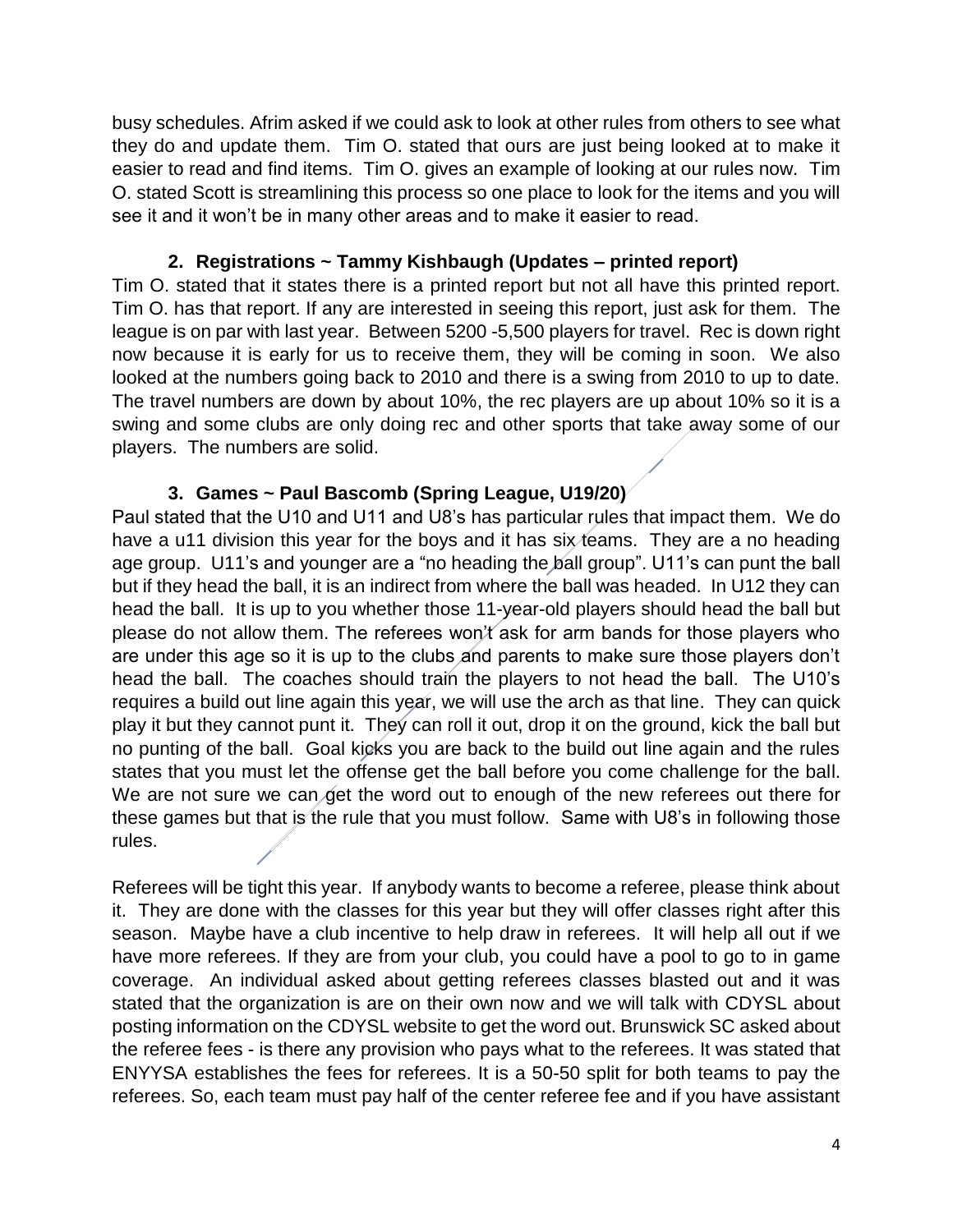busy schedules. Afrim asked if we could ask to look at other rules from others to see what they do and update them. Tim O. stated that ours are just being looked at to make it easier to read and find items. Tim O. gives an example of looking at our rules now. Tim O. stated Scott is streamlining this process so one place to look for the items and you will see it and it won't be in many other areas and to make it easier to read.

**2. Registrations ~ Tammy Kishbaugh (Updates – printed report)**

Tim O. stated that it states there is a printed report but not all have this printed report. Tim O. has that report. If any are interested in seeing this report, just ask for them. The league is on par with last year. Between 5200 -5,500 players for travel. Rec is down right now because it is early for us to receive them, they will be coming in soon. We also looked at the numbers going back to 2010 and there is a swing from 2010 to up to date. The travel numbers are down by about 10%, the rec players are up about 10% so it is a swing and some clubs are only doing rec and other sports that take away some of our players. The numbers are solid.

**3. Games ~ Paul Bascomb (Spring League, U19/20)**

Paul stated that the U10 and U11 and U8's has particular rules that impact them. We do have a u11 division this year for the boys and it has six teams. They are a no heading age group. U11's and younger are a "no heading the ball group". U11's can punt the ball but if they head the ball, it is an indirect from where the ball was headed. In U12 they can head the ball. It is up to you whether those 11-year-old players should head the ball but please do not allow them. The referees won't ask for arm bands for those players who are under this age so it is up to the clubs and parents to make sure those players don't head the ball. The coaches should train the players to not head the ball. The U10's requires a build out line again this year, we will use the arch as that line. They can quick play it but they cannot punt it. They can roll it out, drop it on the ground, kick the ball but no punting of the ball. Goal kicks you are back to the build out line again and the rules states that you must let the offense get the ball before you come challenge for the ball. We are not sure we can get the word out to enough of the new referees out there for these games but that is the rule that you must follow. Same with U8's in following those rules.

Referees will be tight this year. If anybody wants to become a referee, please think about it. They are done with the classes for this year but they will offer classes right after this season. Maybe have a club incentive to help draw in referees. It will help all out if we have more referees. If they are from your club, you could have a pool to go to in game coverage. An individual asked about getting referees classes blasted out and it was stated that the organization is are on their own now and we will talk with CDYSL about posting information on the CDYSL website to get the word out. Brunswick SC asked about the referee fees - is there any provision who pays what to the referees. It was stated that ENYYSA establishes the fees for referees. It is a 50-50 split for both teams to pay the referees. So, each team must pay half of the center referee fee and if you have assistant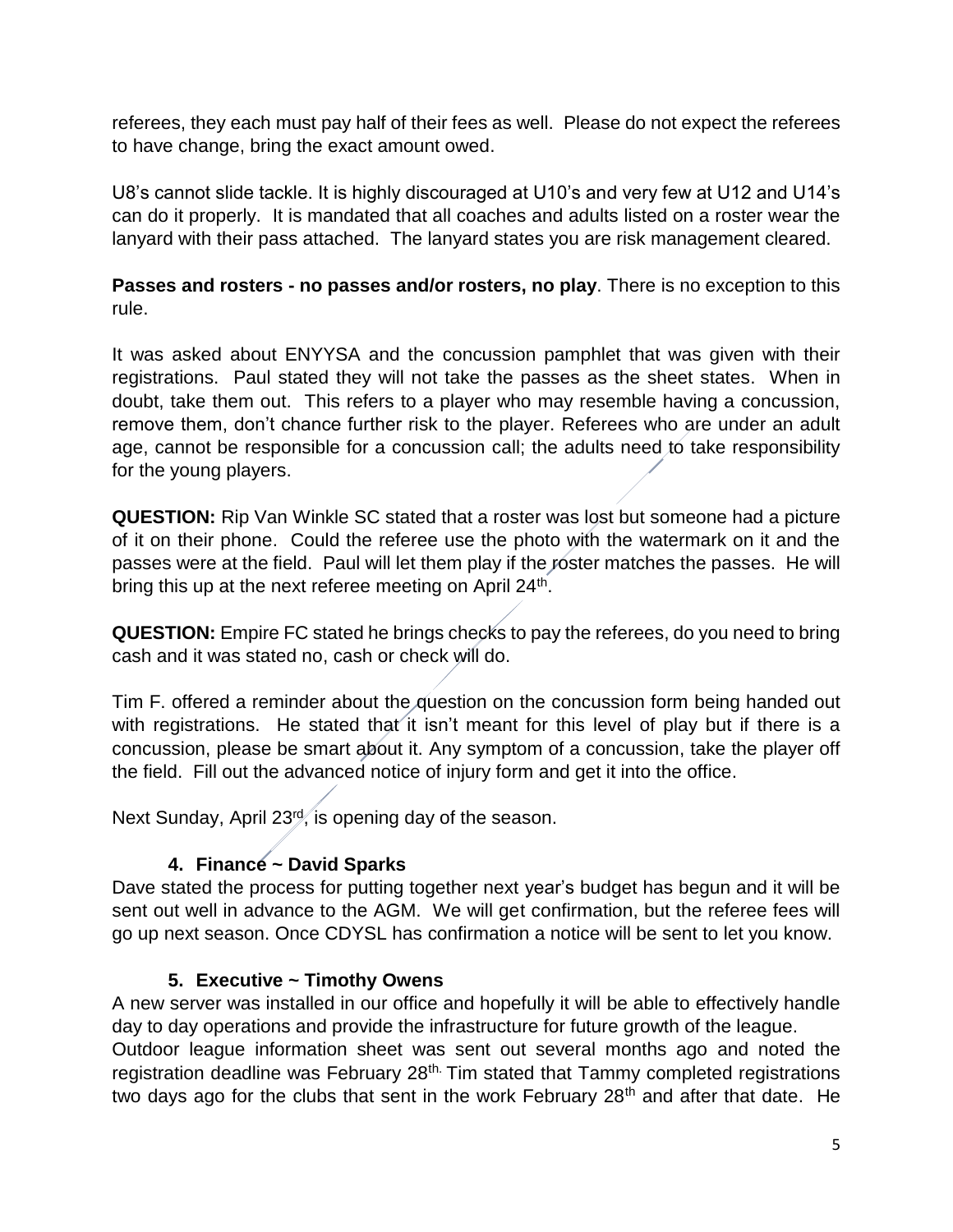referees, they each must pay half of their fees as well. Please do not expect the referees to have change, bring the exact amount owed.

U8's cannot slide tackle. It is highly discouraged at U10's and very few at U12 and U14's can do it properly. It is mandated that all coaches and adults listed on a roster wear the lanyard with their pass attached. The lanyard states you are risk management cleared.

**Passes and rosters - no passes and/or rosters, no play**. There is no exception to this rule.

It was asked about ENYYSA and the concussion pamphlet that was given with their registrations. Paul stated they will not take the passes as the sheet states. When in doubt, take them out. This refers to a player who may resemble having a concussion, remove them, don't chance further risk to the player. Referees who are under an adult age, cannot be responsible for a concussion call; the adults need to take responsibility for the young players.

**QUESTION:** Rip Van Winkle SC stated that a roster was lost but someone had a picture of it on their phone. Could the referee use the photo with the watermark on it and the passes were at the field. Paul will let them play if the roster matches the passes. He will bring this up at the next referee meeting on April 24th.

**QUESTION:** Empire FC stated he brings checks to pay the referees, do you need to bring cash and it was stated no, cash or check will do.

Tim F. offered a reminder about the question on the concussion form being handed out with registrations. He stated that it isn't meant for this level of play but if there is a concussion, please be smart about it. Any symptom of a concussion, take the player off the field. Fill out the advanced notice of injury form and get it into the office.

Next Sunday, April 23rd, is opening day of the season.

### 4. Finance ~ David Sparks

Dave stated the process for putting together next year's budget has begun and it will be sent out well in advance to the AGM. We will get confirmation, but the referee fees will go up next season. Once CDYSL has confirmation a notice will be sent to let you know.

### 5. Executive ~ Timothy Owens

A new server was installed in our office and hopefully it will be able to effectively handle day to day operations and provide the infrastructure for future growth of the league.
Outdoor league information sheet was sent out several months ago and noted the registration deadline was February 28th. Tim stated that Tammy completed registrations two days ago for the clubs that sent in the work February 28th and after that date. He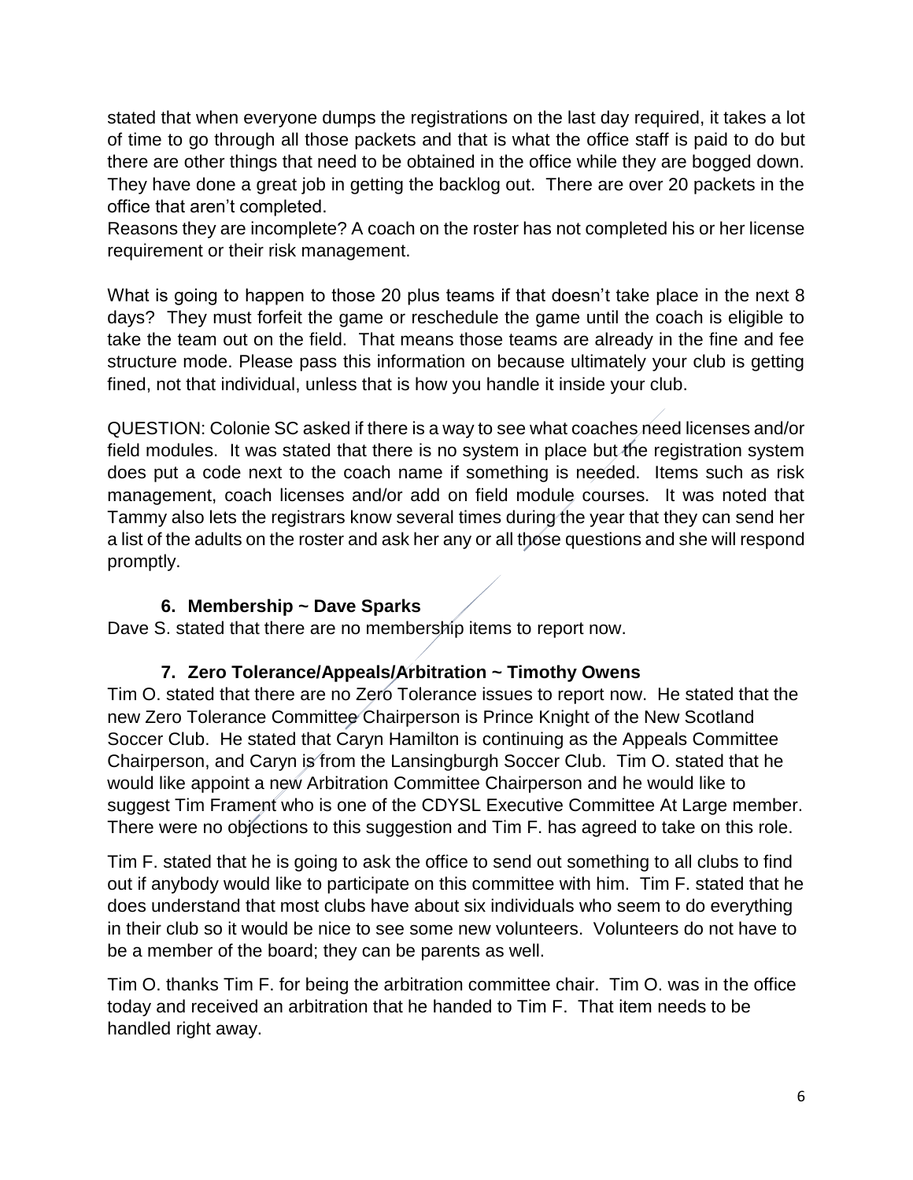stated that when everyone dumps the registrations on the last day required, it takes a lot of time to go through all those packets and that is what the office staff is paid to do but there are other things that need to be obtained in the office while they are bogged down. They have done a great job in getting the backlog out. There are over 20 packets in the office that aren't completed.

Reasons they are incomplete? A coach on the roster has not completed his or her license requirement or their risk management.

What is going to happen to those 20 plus teams if that doesn't take place in the next 8 days? They must forfeit the game or reschedule the game until the coach is eligible to take the team out on the field. That means those teams are already in the fine and fee structure mode. Please pass this information on because ultimately your club is getting fined, not that individual, unless that is how you handle it inside your club.

QUESTION: Colonie SC asked if there is a way to see what coaches need licenses and/or field modules. It was stated that there is no system in place but the registration system does put a code next to the coach name if something is needed. Items such as risk management, coach licenses and/or add on field module courses. It was noted that Tammy also lets the registrars know several times during the year that they can send her a list of the adults on the roster and ask her any or all those questions and she will respond promptly.

### 6. Membership ~ Dave Sparks

Dave S. stated that there are no membership items to report now.

### 7. Zero Tolerance/Appeals/Arbitration ~ Timothy Owens

Tim O. stated that there are no Zero Tolerance issues to report now. He stated that the new Zero Tolerance Committee Chairperson is Prince Knight of the New Scotland Soccer Club. He stated that Caryn Hamilton is continuing as the Appeals Committee Chairperson, and Caryn is from the Lansingburgh Soccer Club. Tim O. stated that he would like appoint a new Arbitration Committee Chairperson and he would like to suggest Tim Frament who is one of the CDYSL Executive Committee At Large member. There were no objections to this suggestion and Tim F. has agreed to take on this role.

Tim F. stated that he is going to ask the office to send out something to all clubs to find out if anybody would like to participate on this committee with him. Tim F. stated that he does understand that most clubs have about six individuals who seem to do everything in their club so it would be nice to see some new volunteers. Volunteers do not have to be a member of the board; they can be parents as well.

Tim O. thanks Tim F. for being the arbitration committee chair. Tim O. was in the office today and received an arbitration that he handed to Tim F. That item needs to be handled right away.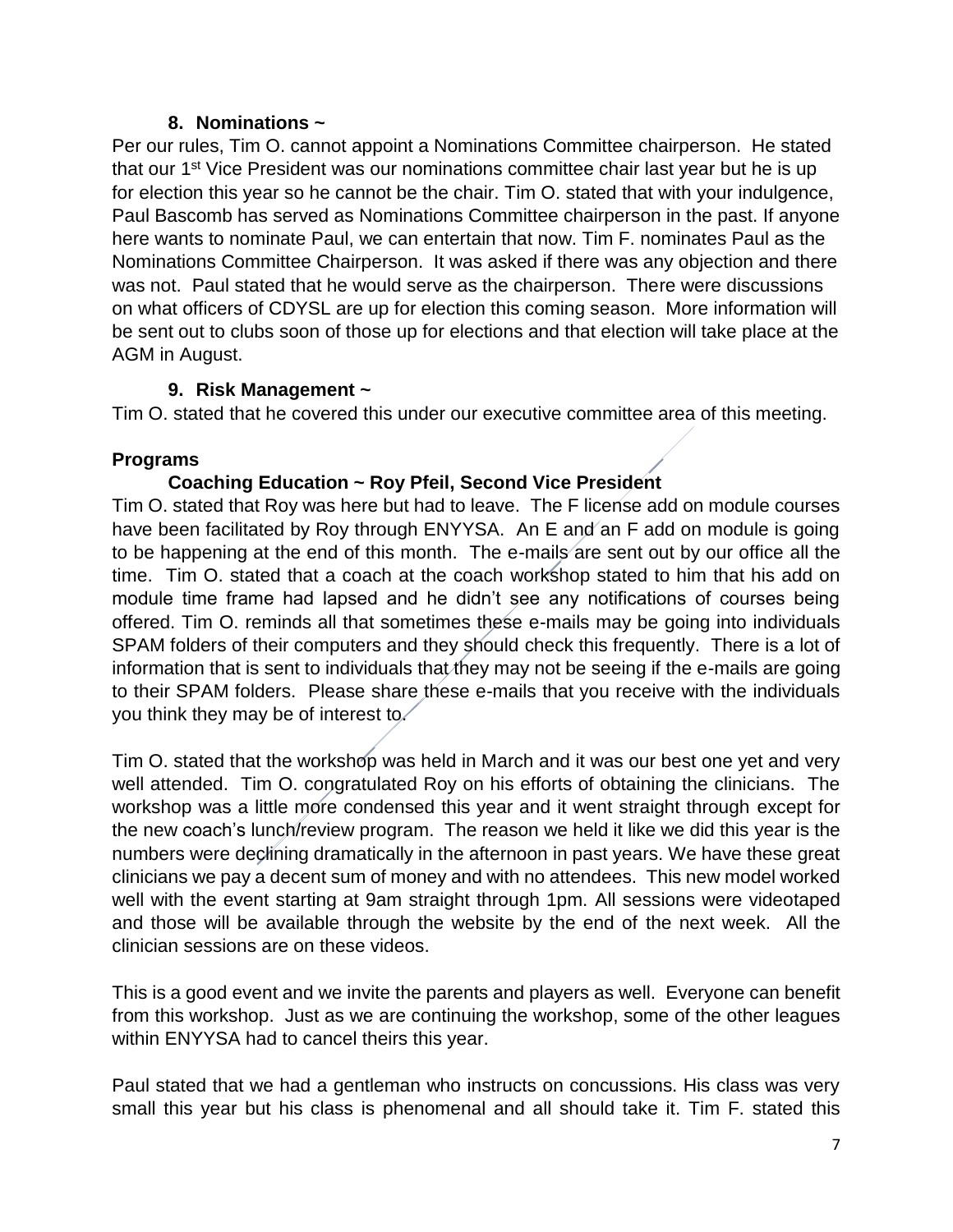### 8. Nominations ~

Per our rules, Tim O. cannot appoint a Nominations Committee chairperson. He stated that our 1st Vice President was our nominations committee chair last year but he is up for election this year so he cannot be the chair. Tim O. stated that with your indulgence, Paul Bascomb has served as Nominations Committee chairperson in the past. If anyone here wants to nominate Paul, we can entertain that now. Tim F. nominates Paul as the Nominations Committee Chairperson. It was asked if there was any objection and there was not. Paul stated that he would serve as the chairperson. There were discussions on what officers of CDYSL are up for election this coming season. More information will be sent out to clubs soon of those up for elections and that election will take place at the AGM in August.

### 9. Risk Management ~

Tim O. stated that he covered this under our executive committee area of this meeting.

## Programs

### Coaching Education ~ Roy Pfeil, Second Vice President

Tim O. stated that Roy was here but had to leave. The F license add on module courses have been facilitated by Roy through ENYYSA. An E and an F add on module is going to be happening at the end of this month. The e-mails are sent out by our office all the time. Tim O. stated that a coach at the coach workshop stated to him that his add on module time frame had lapsed and he didn't see any notifications of courses being offered. Tim O. reminds all that sometimes these e-mails may be going into individuals SPAM folders of their computers and they should check this frequently. There is a lot of information that is sent to individuals that they may not be seeing if the e-mails are going to their SPAM folders. Please share these e-mails that you receive with the individuals you think they may be of interest to.

Tim O. stated that the workshop was held in March and it was our best one yet and very well attended. Tim O. congratulated Roy on his efforts of obtaining the clinicians. The workshop was a little more condensed this year and it went straight through except for the new coach's lunch/review program. The reason we held it like we did this year is the numbers were declining dramatically in the afternoon in past years. We have these great clinicians we pay a decent sum of money and with no attendees. This new model worked well with the event starting at 9am straight through 1pm. All sessions were videotaped and those will be available through the website by the end of the next week. All the clinician sessions are on these videos.

This is a good event and we invite the parents and players as well. Everyone can benefit from this workshop. Just as we are continuing the workshop, some of the other leagues within ENYYSA had to cancel theirs this year.

Paul stated that we had a gentleman who instructs on concussions. His class was very small this year but his class is phenomenal and all should take it. Tim F. stated this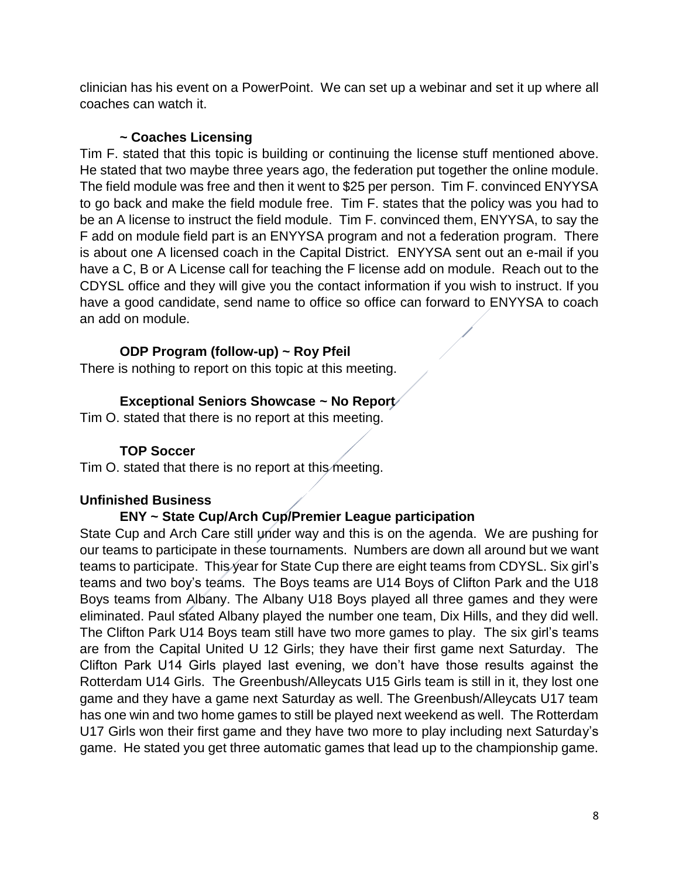clinician has his event on a PowerPoint. We can set up a webinar and set it up where all coaches can watch it.

### ~ Coaches Licensing

Tim F. stated that this topic is building or continuing the license stuff mentioned above. He stated that two maybe three years ago, the federation put together the online module. The field module was free and then it went to $25 per person. Tim F. convinced ENYYSA to go back and make the field module free. Tim F. states that the policy was you had to be an A license to instruct the field module. Tim F. convinced them, ENYYSA, to say the F add on module field part is an ENYYSA program and not a federation program. There is about one A licensed coach in the Capital District. ENYYSA sent out an e-mail if you have a C, B or A License call for teaching the F license add on module. Reach out to the CDYSL office and they will give you the contact information if you wish to instruct. If you have a good candidate, send name to office so office can forward to ENYYSA to coach an add on module.

### ODP Program (follow-up) ~ Roy Pfeil

There is nothing to report on this topic at this meeting.

### Exceptional Seniors Showcase ~ No Report

Tim O. stated that there is no report at this meeting.

### TOP Soccer

Tim O. stated that there is no report at this meeting.

## Unfinished Business

### ENY ~ State Cup/Arch Cup/Premier League participation

State Cup and Arch Care still under way and this is on the agenda. We are pushing for our teams to participate in these tournaments. Numbers are down all around but we want teams to participate. This year for State Cup there are eight teams from CDYSL. Six girl's teams and two boy's teams. The Boys teams are U14 Boys of Clifton Park and the U18 Boys teams from Albany. The Albany U18 Boys played all three games and they were eliminated. Paul stated Albany played the number one team, Dix Hills, and they did well. The Clifton Park U14 Boys team still have two more games to play. The six girl's teams are from the Capital United U 12 Girls; they have their first game next Saturday. The Clifton Park U14 Girls played last evening, we don't have those results against the Rotterdam U14 Girls. The Greenbush/Alleycats U15 Girls team is still in it, they lost one game and they have a game next Saturday as well. The Greenbush/Alleycats U17 team has one win and two home games to still be played next weekend as well. The Rotterdam U17 Girls won their first game and they have two more to play including next Saturday's game. He stated you get three automatic games that lead up to the championship game.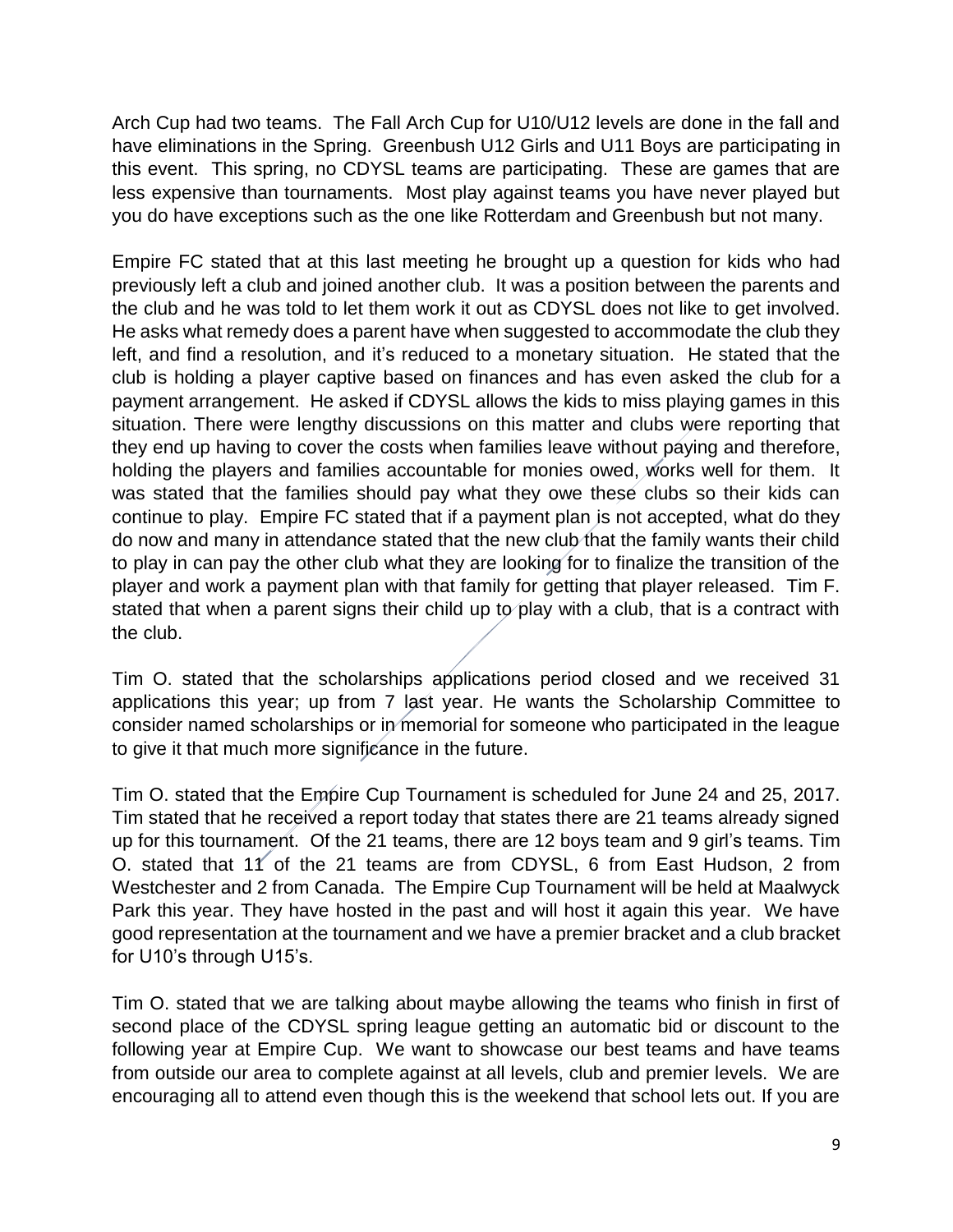Arch Cup had two teams. The Fall Arch Cup for U10/U12 levels are done in the fall and have eliminations in the Spring. Greenbush U12 Girls and U11 Boys are participating in this event. This spring, no CDYSL teams are participating. These are games that are less expensive than tournaments. Most play against teams you have never played but you do have exceptions such as the one like Rotterdam and Greenbush but not many.

Empire FC stated that at this last meeting he brought up a question for kids who had previously left a club and joined another club. It was a position between the parents and the club and he was told to let them work it out as CDYSL does not like to get involved. He asks what remedy does a parent have when suggested to accommodate the club they left, and find a resolution, and it's reduced to a monetary situation. He stated that the club is holding a player captive based on finances and has even asked the club for a payment arrangement. He asked if CDYSL allows the kids to miss playing games in this situation. There were lengthy discussions on this matter and clubs were reporting that they end up having to cover the costs when families leave without paying and therefore, holding the players and families accountable for monies owed, works well for them. It was stated that the families should pay what they owe these clubs so their kids can continue to play. Empire FC stated that if a payment plan is not accepted, what do they do now and many in attendance stated that the new club that the family wants their child to play in can pay the other club what they are looking for to finalize the transition of the player and work a payment plan with that family for getting that player released. Tim F. stated that when a parent signs their child up to play with a club, that is a contract with the club.

Tim O. stated that the scholarships applications period closed and we received 31 applications this year; up from 7 last year. He wants the Scholarship Committee to consider named scholarships or in memorial for someone who participated in the league to give it that much more significance in the future.

Tim O. stated that the Empire Cup Tournament is scheduled for June 24 and 25, 2017. Tim stated that he received a report today that states there are 21 teams already signed up for this tournament. Of the 21 teams, there are 12 boys team and 9 girl's teams. Tim O. stated that 11 of the 21 teams are from CDYSL, 6 from East Hudson, 2 from Westchester and 2 from Canada. The Empire Cup Tournament will be held at Maalwyck Park this year. They have hosted in the past and will host it again this year. We have good representation at the tournament and we have a premier bracket and a club bracket for U10's through U15's.

Tim O. stated that we are talking about maybe allowing the teams who finish in first of second place of the CDYSL spring league getting an automatic bid or discount to the following year at Empire Cup. We want to showcase our best teams and have teams from outside our area to complete against at all levels, club and premier levels. We are encouraging all to attend even though this is the weekend that school lets out. If you are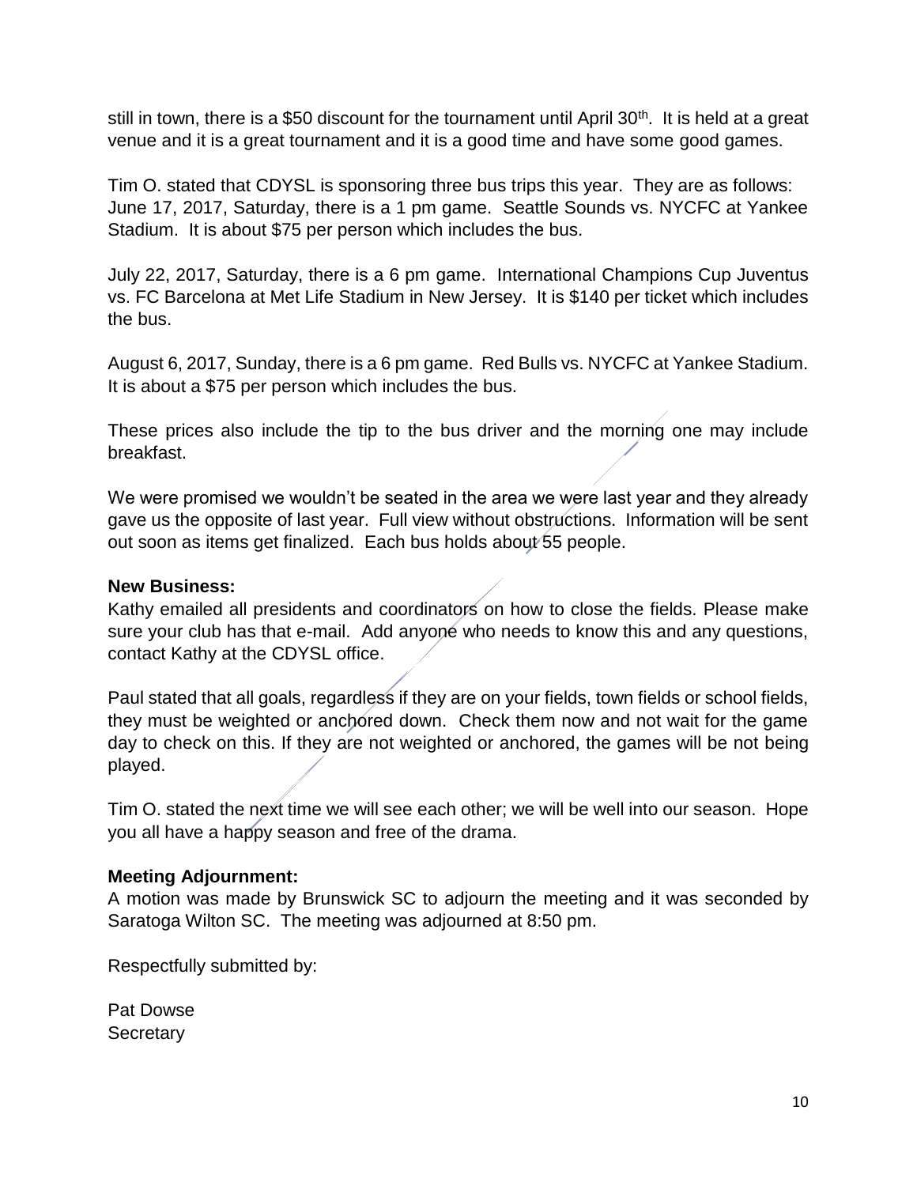still in town, there is a $50 discount for the tournament until April 30th. It is held at a great venue and it is a great tournament and it is a good time and have some good games.

Tim O. stated that CDYSL is sponsoring three bus trips this year. They are as follows: June 17, 2017, Saturday, there is a 1 pm game. Seattle Sounds vs. NYCFC at Yankee Stadium. It is about $75 per person which includes the bus.

July 22, 2017, Saturday, there is a 6 pm game. International Champions Cup Juventus vs. FC Barcelona at Met Life Stadium in New Jersey. It is $140 per ticket which includes the bus.

August 6, 2017, Sunday, there is a 6 pm game. Red Bulls vs. NYCFC at Yankee Stadium. It is about a $75 per person which includes the bus.

These prices also include the tip to the bus driver and the morning one may include breakfast.

We were promised we wouldn't be seated in the area we were last year and they already gave us the opposite of last year. Full view without obstructions. Information will be sent out soon as items get finalized. Each bus holds about 55 people.

**New Business:**
Kathy emailed all presidents and coordinators on how to close the fields. Please make sure your club has that e-mail. Add anyone who needs to know this and any questions, contact Kathy at the CDYSL office.

Paul stated that all goals, regardless if they are on your fields, town fields or school fields, they must be weighted or anchored down. Check them now and not wait for the game day to check on this. If they are not weighted or anchored, the games will be not being played.

Tim O. stated the next time we will see each other; we will be well into our season. Hope you all have a happy season and free of the drama.

**Meeting Adjournment:**
A motion was made by Brunswick SC to adjourn the meeting and it was seconded by Saratoga Wilton SC. The meeting was adjourned at 8:50 pm.

Respectfully submitted by:

Pat Dowse
Secretary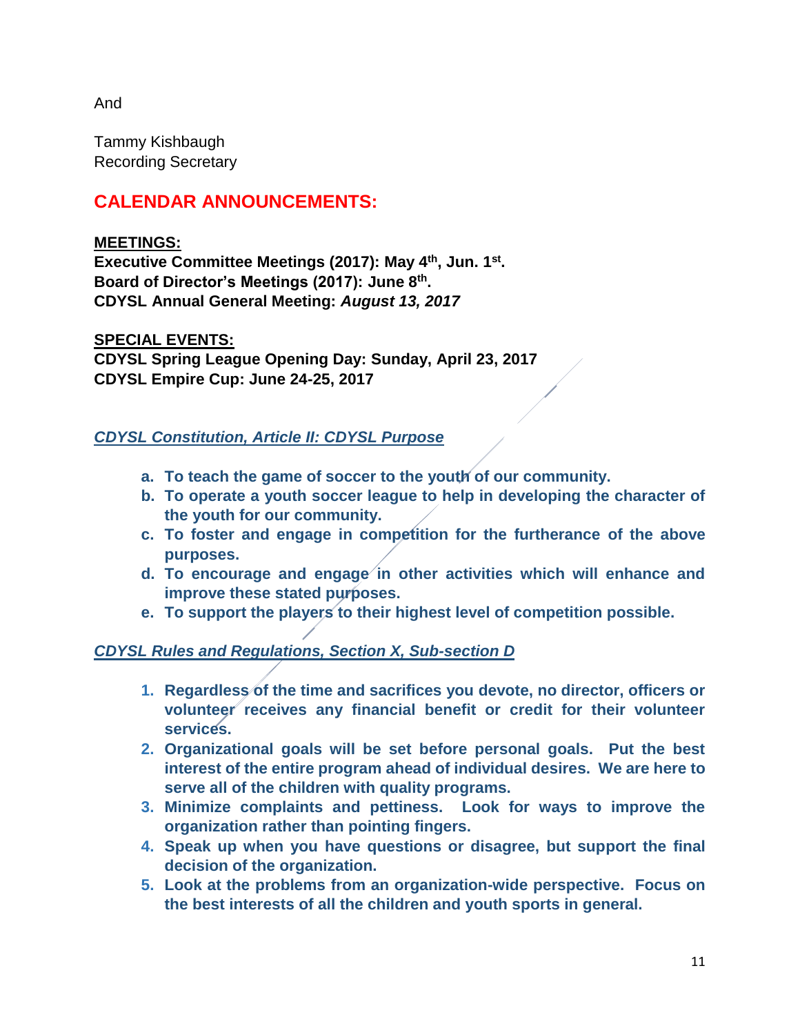And

Tammy Kishbaugh
Recording Secretary

## CALENDAR ANNOUNCEMENTS:

**MEETINGS:**

**Executive Committee Meetings (2017): May 4th, Jun. 1st.**
**Board of Director's Meetings (2017): June 8th.**
**CDYSL Annual General Meeting:** ***August 13, 2017***

**SPECIAL EVENTS:**

**CDYSL Spring League Opening Day: Sunday, April 23, 2017**
**CDYSL Empire Cup: June 24-25, 2017**

***CDYSL Constitution, Article II: CDYSL Purpose***

- **a. To teach the game of soccer to the youth of our community.**
- **b. To operate a youth soccer league to help in developing the character of the youth for our community.**
- **c. To foster and engage in competition for the furtherance of the above purposes.**
- **d. To encourage and engage in other activities which will enhance and improve these stated purposes.**
- **e. To support the players to their highest level of competition possible.**

***CDYSL Rules and Regulations, Section X, Sub-section D***

1. **Regardless of the time and sacrifices you devote, no director, officers or volunteer receives any financial benefit or credit for their volunteer services.**
2. **Organizational goals will be set before personal goals. Put the best interest of the entire program ahead of individual desires. We are here to serve all of the children with quality programs.**
3. **Minimize complaints and pettiness. Look for ways to improve the organization rather than pointing fingers.**
4. **Speak up when you have questions or disagree, but support the final decision of the organization.**
5. **Look at the problems from an organization-wide perspective. Focus on the best interests of all the children and youth sports in general.**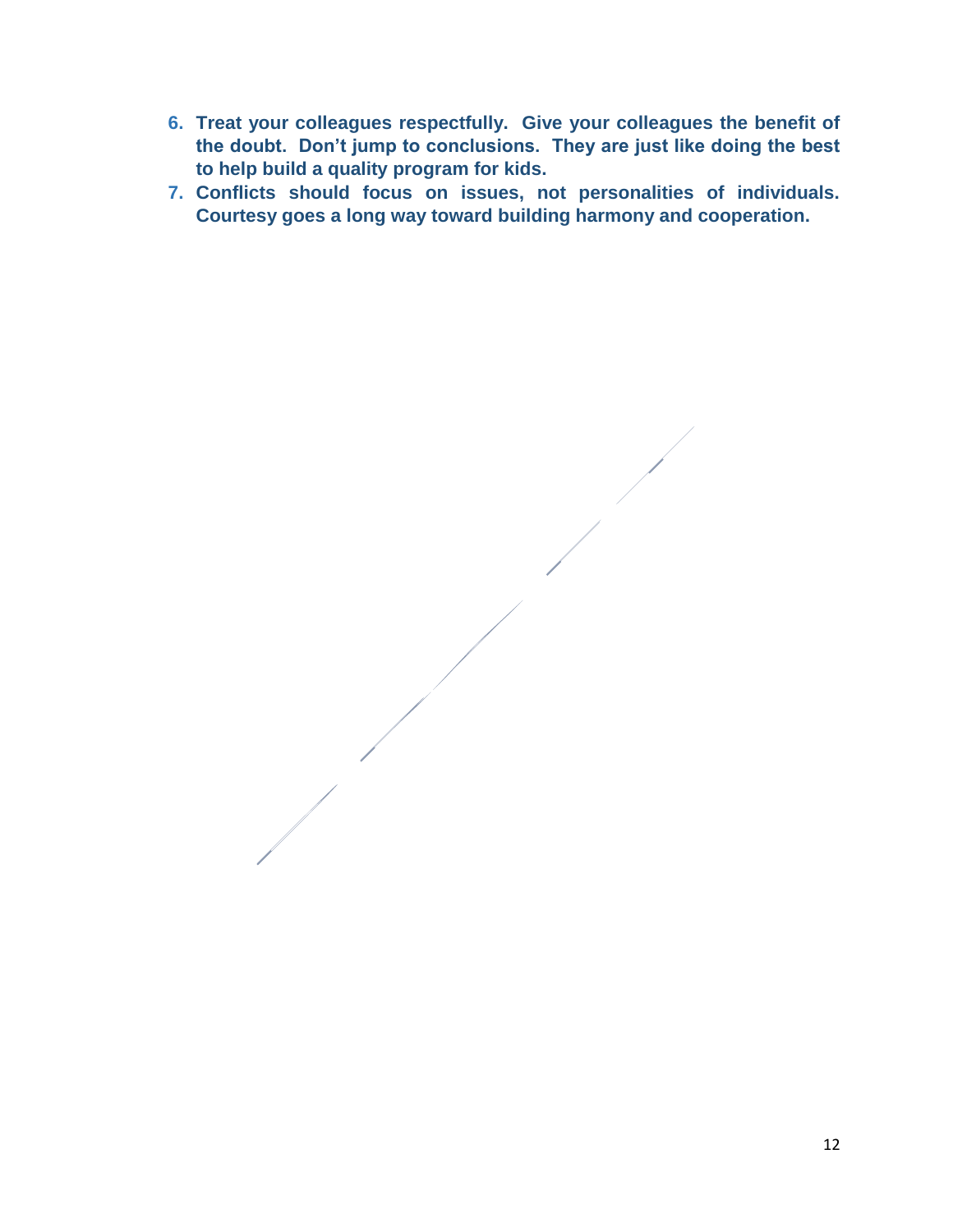6. **Treat your colleagues respectfully. Give your colleagues the benefit of the doubt. Don't jump to conclusions. They are just like doing the best to help build a quality program for kids.**
7. **Conflicts should focus on issues, not personalities of individuals. Courtesy goes a long way toward building harmony and cooperation.**